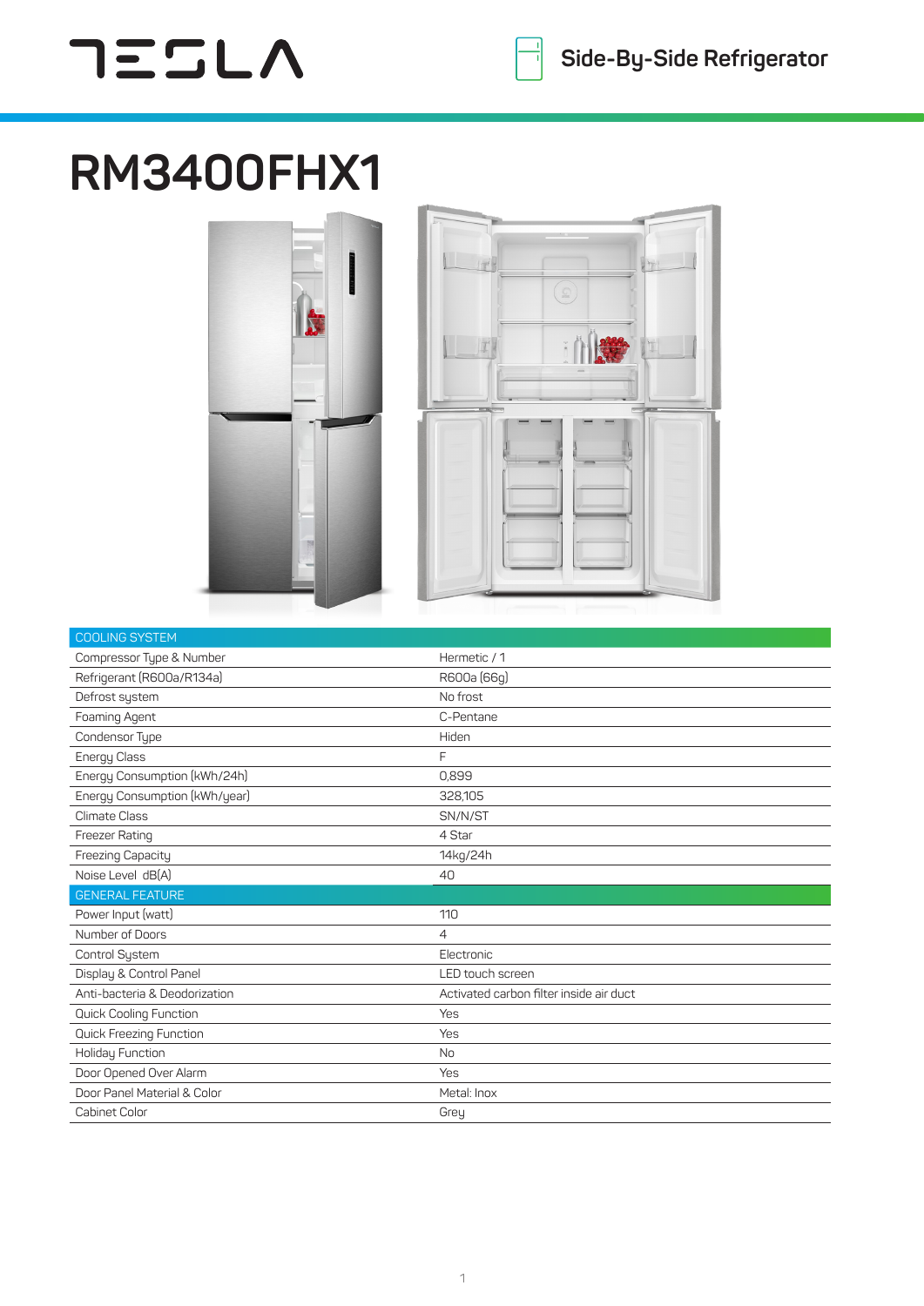TESLA

Side-By-Side Refrigerator

# RM3400FHX1

| COOLING SYSTEM | |
|---|---|
| Compressor Type & Number | Hermetic / 1 |
| Refrigerant (R600a/R134a) | R600a (66g) |
| Defrost system | No frost |
| Foaming Agent | C-Pentane |
| Condensor Type | Hiden |
| Energy Class | F |
| Energy Consumption (kWh/24h) | 0,899 |
| Energy Consumption (kWh/year) | 328,105 |
| Climate Class | SN/N/ST |
| Freezer Rating | 4 Star |
| Freezing Capacity | 14kg/24h |
| Noise Level dB(A) | 40 |
| **GENERAL FEATURE** | |
| Power Input (watt) | 110 |
| Number of Doors | 4 |
| Control System | Electronic |
| Display & Control Panel | LED touch screen |
| Anti-bacteria & Deodorization | Activated carbon filter inside air duct |
| Quick Cooling Function | Yes |
| Quick Freezing Function | Yes |
| Holiday Function | No |
| Door Opened Over Alarm | Yes |
| Door Panel Material & Color | Metal: Inox |
| Cabinet Color | Grey |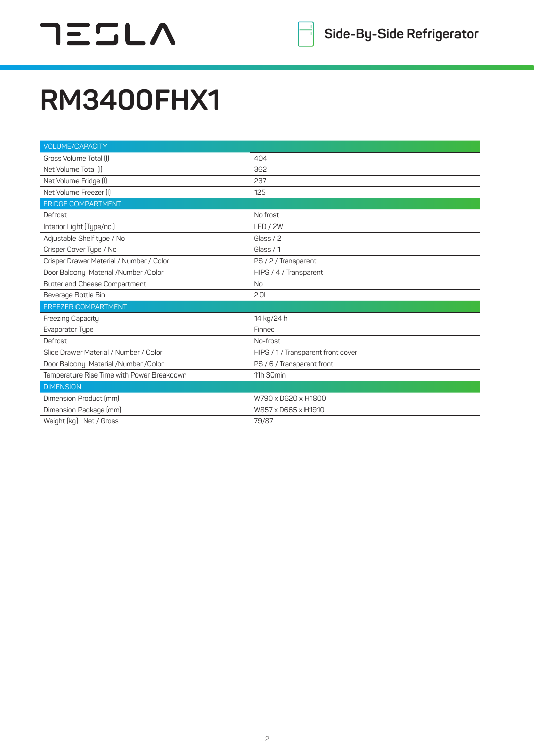TESLA

Side-By-Side Refrigerator

# RM3400FHX1

| | |
|---|---|
| **VOLUME/CAPACITY** | |
| Gross Volume Total (l) | 404 |
| Net Volume Total (l) | 362 |
| Net Volume Fridge (l) | 237 |
| Net Volume Freezer (l) | 125 |
| **FRIDGE COMPARTMENT** | |
| Defrost | No frost |
| Interior Light (Type/no.) | LED / 2W |
| Adjustable Shelf type / No | Glass / 2 |
| Crisper Cover Type / No | Glass / 1 |
| Crisper Drawer Material / Number / Color | PS / 2 / Transparent |
| Door Balcony Material /Number /Color | HIPS / 4 / Transparent |
| Butter and Cheese Compartment | No |
| Beverage Bottle Bin | 2.0L |
| **FREEZER COMPARTMENT** | |
| Freezing Capacity | 14 kg/24 h |
| Evaporator Type | Finned |
| Defrost | No-frost |
| Slide Drawer Material / Number / Color | HIPS / 1 / Transparent front cover |
| Door Balcony Material /Number /Color | PS / 6 / Transparent front |
| Temperature Rise Time with Power Breakdown | 11h 30min |
| **DIMENSION** | |
| Dimension Product (mm) | W790 x D620 x H1800 |
| Dimension Package (mm) | W857 x D665 x H1910 |
| Weight (kg) Net / Gross | 79/87 |